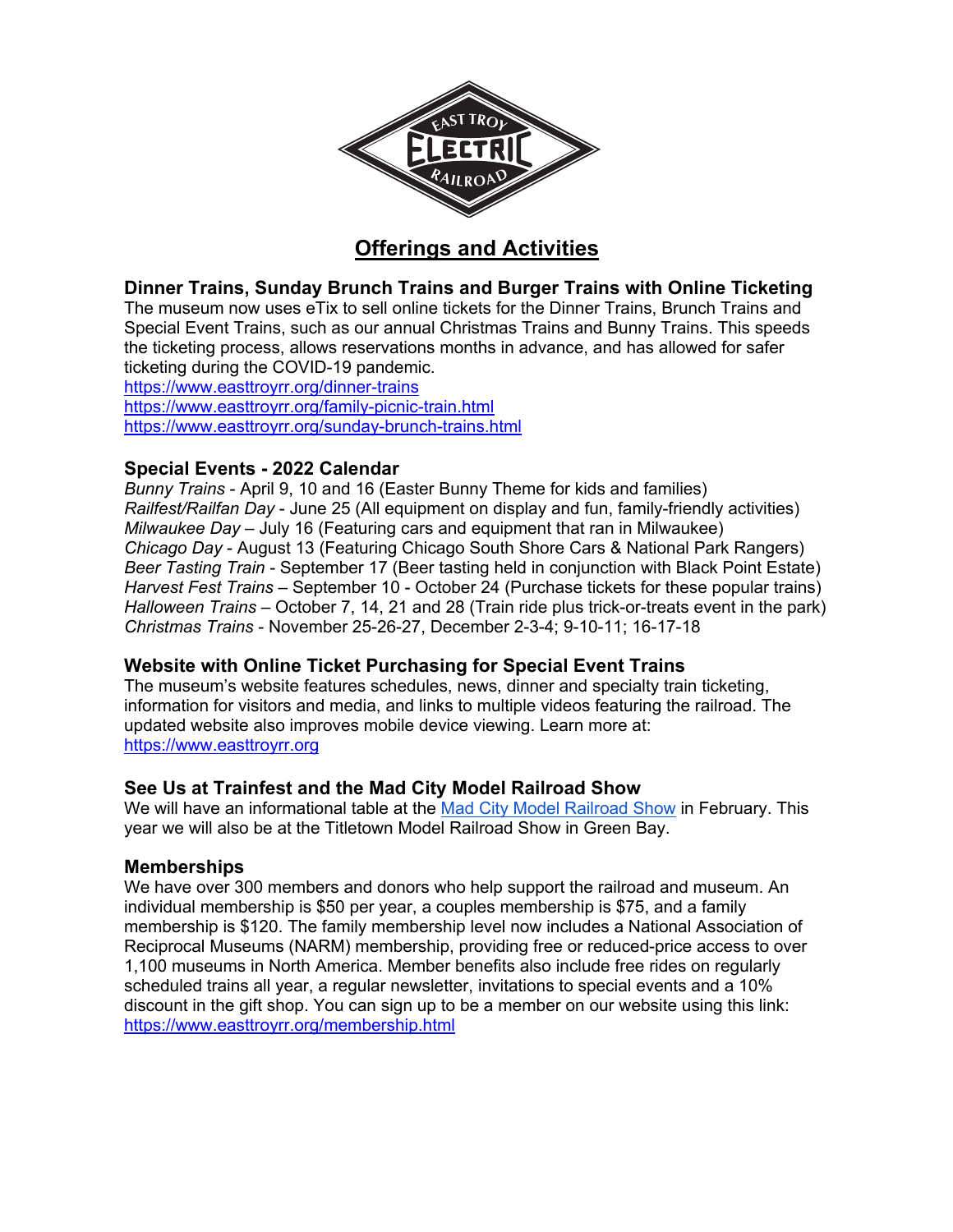# Offerings and Activities

### Dinner Trains, Sunday Brunch Trains and Burger Trains with Online Ticketing

The museum now uses eTix to sell online tickets for the Dinner Trains, Brunch Trains and Special Event Trains, such as our annual Christmas Trains and Bunny Trains. This speeds the ticketing process, allows reservations months in advance, and has allowed for safer ticketing during the COVID-19 pandemic.
https://www.easttroyrr.org/dinner-trains
https://www.easttroyrr.org/family-picnic-train.html
https://www.easttroyrr.org/sunday-brunch-trains.html

### Special Events - 2022 Calendar

*Bunny Trains* - April 9, 10 and 16 (Easter Bunny Theme for kids and families)
*Railfest/Railfan Day* - June 25 (All equipment on display and fun, family-friendly activities)
*Milwaukee Day* – July 16 (Featuring cars and equipment that ran in Milwaukee)
*Chicago Day* - August 13 (Featuring Chicago South Shore Cars & National Park Rangers)
*Beer Tasting Train* - September 17 (Beer tasting held in conjunction with Black Point Estate)
*Harvest Fest Trains* – September 10 - October 24 (Purchase tickets for these popular trains)
*Halloween Trains* – October 7, 14, 21 and 28 (Train ride plus trick-or-treats event in the park)
*Christmas Trains* - November 25-26-27, December 2-3-4; 9-10-11; 16-17-18

### Website with Online Ticket Purchasing for Special Event Trains

The museum's website features schedules, news, dinner and specialty train ticketing, information for visitors and media, and links to multiple videos featuring the railroad. The updated website also improves mobile device viewing. Learn more at:
https://www.easttroyrr.org

### See Us at Trainfest and the Mad City Model Railroad Show

We will have an informational table at the Mad City Model Railroad Show in February. This year we will also be at the Titletown Model Railroad Show in Green Bay.

### Memberships

We have over 300 members and donors who help support the railroad and museum. An individual membership is $50 per year, a couples membership is $75, and a family membership is $120. The family membership level now includes a National Association of Reciprocal Museums (NARM) membership, providing free or reduced-price access to over 1,100 museums in North America. Member benefits also include free rides on regularly scheduled trains all year, a regular newsletter, invitations to special events and a 10% discount in the gift shop. You can sign up to be a member on our website using this link:
https://www.easttroyrr.org/membership.html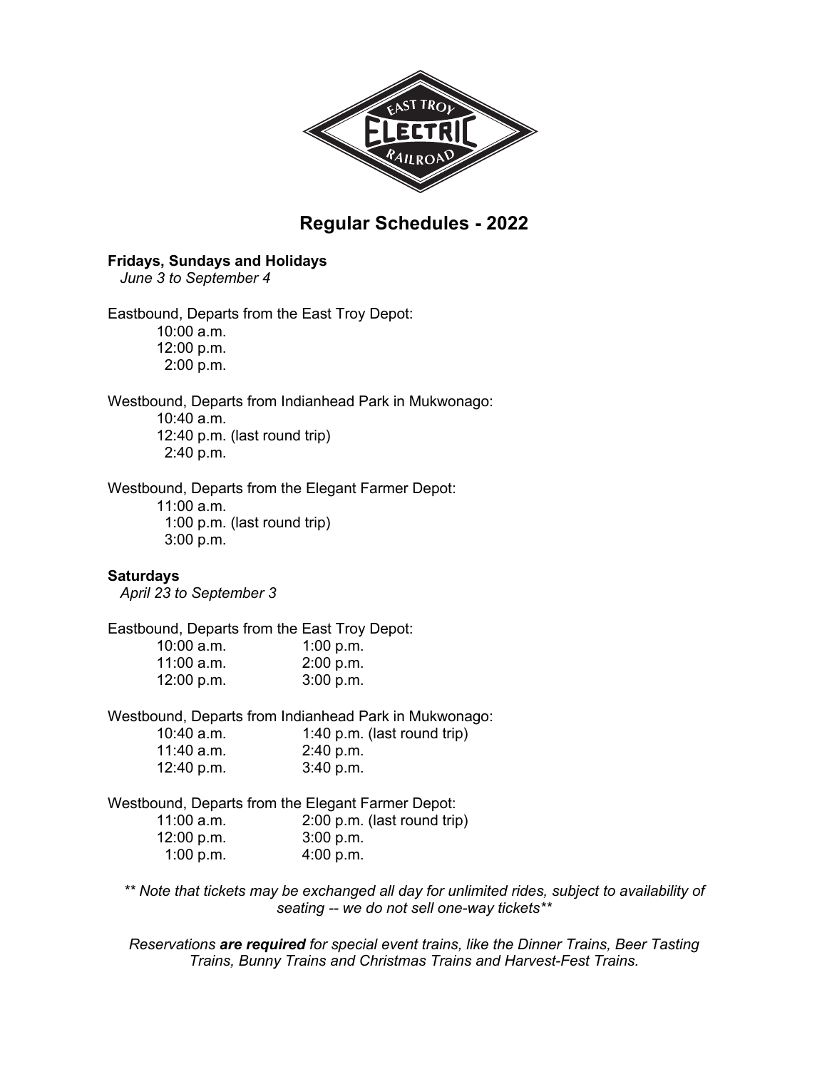# Regular Schedules - 2022

**Fridays, Sundays and Holidays**
*June 3 to September 4*

Eastbound, Departs from the East Troy Depot:
- 10:00 a.m.
- 12:00 p.m.
- 2:00 p.m.

Westbound, Departs from Indianhead Park in Mukwonago:
- 10:40 a.m.
- 12:40 p.m. (last round trip)
- 2:40 p.m.

Westbound, Departs from the Elegant Farmer Depot:
- 11:00 a.m.
- 1:00 p.m. (last round trip)
- 3:00 p.m.

**Saturdays**
*April 23 to September 3*

Eastbound, Departs from the East Troy Depot:

| | |
|---|---|
| 10:00 a.m. | 1:00 p.m. |
| 11:00 a.m. | 2:00 p.m. |
| 12:00 p.m. | 3:00 p.m. |

Westbound, Departs from Indianhead Park in Mukwonago:

| | |
|---|---|
| 10:40 a.m. | 1:40 p.m. (last round trip) |
| 11:40 a.m. | 2:40 p.m. |
| 12:40 p.m. | 3:40 p.m. |

Westbound, Departs from the Elegant Farmer Depot:

| | |
|---|---|
| 11:00 a.m. | 2:00 p.m. (last round trip) |
| 12:00 p.m. | 3:00 p.m. |
| 1:00 p.m. | 4:00 p.m. |

*** Note that tickets may be exchanged all day for unlimited rides, subject to availability of seating -- we do not sell one-way tickets***

*Reservations* ***are required*** *for special event trains, like the Dinner Trains, Beer Tasting Trains, Bunny Trains and Christmas Trains and Harvest-Fest Trains.*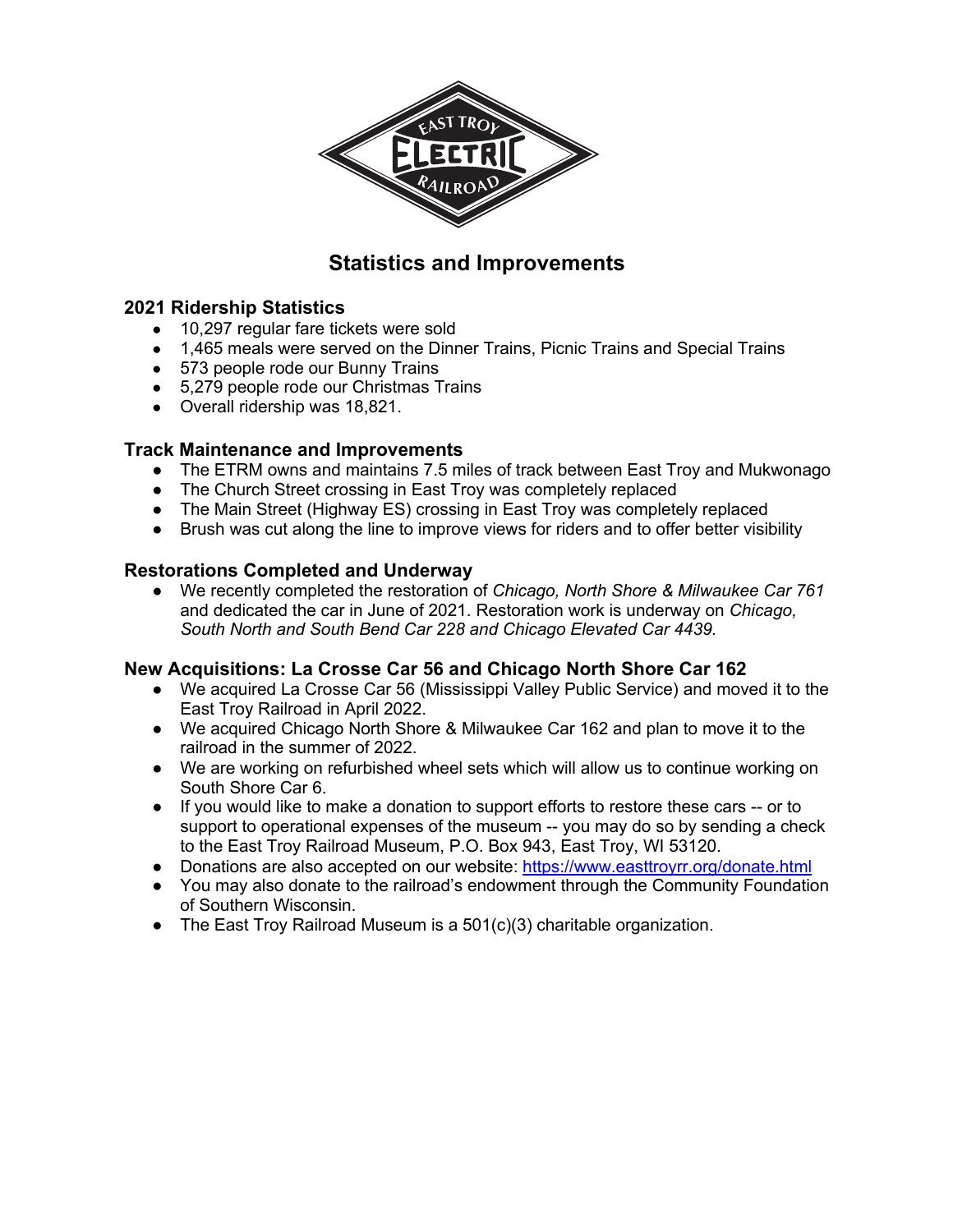# Statistics and Improvements

## 2021 Ridership Statistics

- 10,297 regular fare tickets were sold
- 1,465 meals were served on the Dinner Trains, Picnic Trains and Special Trains
- 573 people rode our Bunny Trains
- 5,279 people rode our Christmas Trains
- Overall ridership was 18,821.

## Track Maintenance and Improvements

- The ETRM owns and maintains 7.5 miles of track between East Troy and Mukwonago
- The Church Street crossing in East Troy was completely replaced
- The Main Street (Highway ES) crossing in East Troy was completely replaced
- Brush was cut along the line to improve views for riders and to offer better visibility

## Restorations Completed and Underway

- We recently completed the restoration of *Chicago, North Shore & Milwaukee Car 761* and dedicated the car in June of 2021. Restoration work is underway on *Chicago, South North and South Bend Car 228 and Chicago Elevated Car 4439.*

## New Acquisitions: La Crosse Car 56 and Chicago North Shore Car 162

- We acquired La Crosse Car 56 (Mississippi Valley Public Service) and moved it to the East Troy Railroad in April 2022.
- We acquired Chicago North Shore & Milwaukee Car 162 and plan to move it to the railroad in the summer of 2022.
- We are working on refurbished wheel sets which will allow us to continue working on South Shore Car 6.
- If you would like to make a donation to support efforts to restore these cars -- or to support to operational expenses of the museum -- you may do so by sending a check to the East Troy Railroad Museum, P.O. Box 943, East Troy, WI 53120.
- Donations are also accepted on our website: [https://www.easttroyrr.org/donate.html](https://www.easttroyrr.org/donate.html)
- You may also donate to the railroad's endowment through the Community Foundation of Southern Wisconsin.
- The East Troy Railroad Museum is a 501(c)(3) charitable organization.